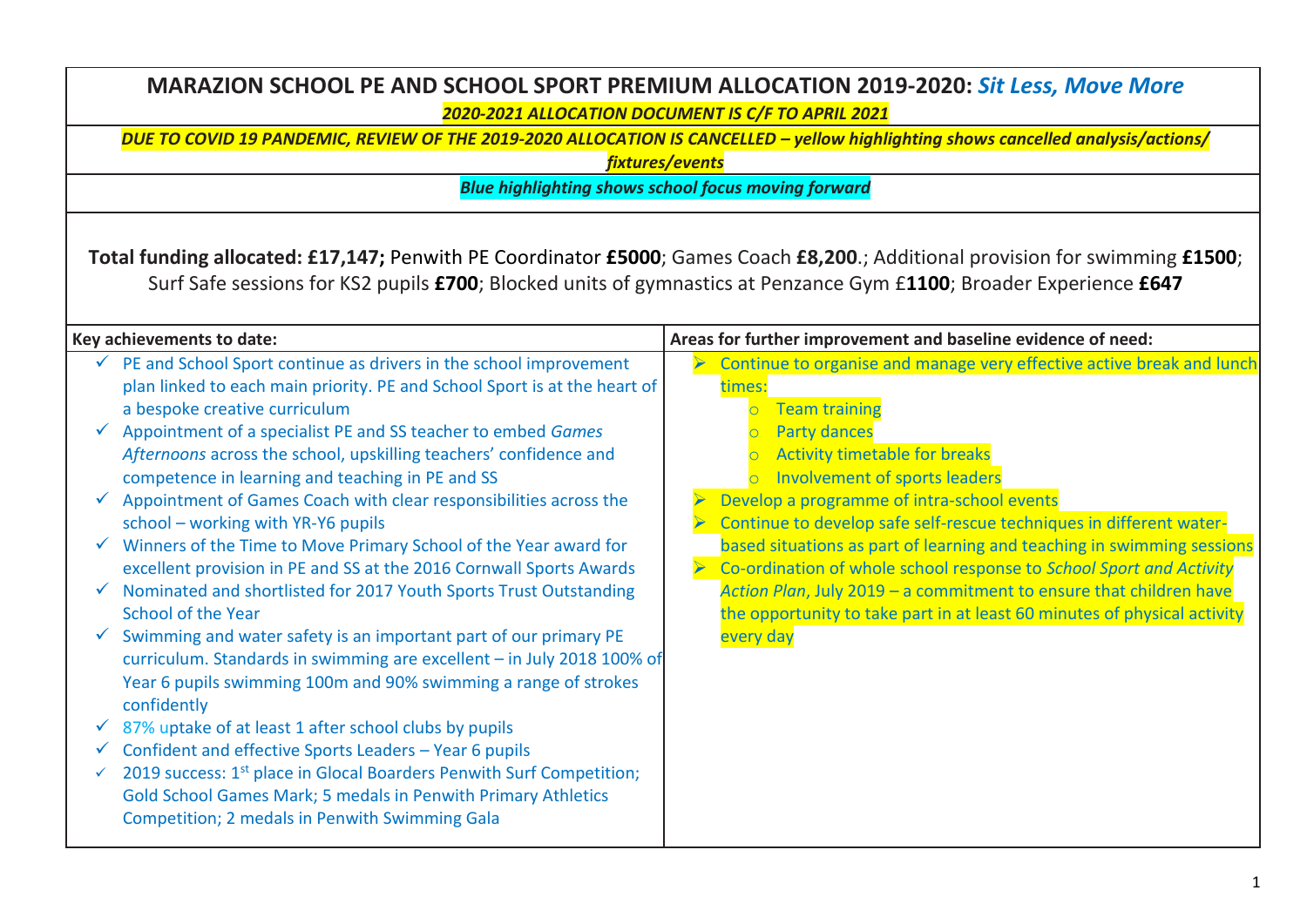# MARAZION SCHOOL PE AND SCHOOL SPORT PREMIUM ALLOCATION 2019-2020: *Sit Less, Move More*

***2020-2021 ALLOCATION DOCUMENT IS C/F TO APRIL 2021***

***DUE TO COVID 19 PANDEMIC, REVIEW OF THE 2019-2020 ALLOCATION IS CANCELLED – yellow highlighting shows cancelled analysis/actions/ fixtures/events***

***Blue highlighting shows school focus moving forward***

**Total funding allocated: £17,147;** Penwith PE Coordinator **£5000**; Games Coach **£8,200**.; Additional provision for swimming **£1500**; Surf Safe sessions for KS2 pupils **£700**; Blocked units of gymnastics at Penzance Gym £**1100**; Broader Experience **£647**

| **Key achievements to date:** | **Areas for further improvement and baseline evidence of need:** |
|---|---|
| ✓ PE and School Sport continue as drivers in the school improvement plan linked to each main priority. PE and School Sport is at the heart of a bespoke creative curriculum<br>✓ Appointment of a specialist PE and SS teacher to embed *Games Afternoons* across the school, upskilling teachers' confidence and competence in learning and teaching in PE and SS<br>✓ Appointment of Games Coach with clear responsibilities across the school – working with YR-Y6 pupils<br>✓ Winners of the Time to Move Primary School of the Year award for excellent provision in PE and SS at the 2016 Cornwall Sports Awards<br>✓ Nominated and shortlisted for 2017 Youth Sports Trust Outstanding School of the Year<br>✓ Swimming and water safety is an important part of our primary PE curriculum. Standards in swimming are excellent – in July 2018 100% of Year 6 pupils swimming 100m and 90% swimming a range of strokes confidently<br>✓ 87% uptake of at least 1 after school clubs by pupils<br>✓ Confident and effective Sports Leaders – Year 6 pupils<br>✓ 2019 success: 1st place in Glocal Boarders Penwith Surf Competition; Gold School Games Mark; 5 medals in Penwith Primary Athletics Competition; 2 medals in Penwith Swimming Gala | ➢ Continue to organise and manage very effective active break and lunch times:<br>  ○ Team training<br>  ○ Party dances<br>  ○ Activity timetable for breaks<br>  ○ Involvement of sports leaders<br>➢ Develop a programme of intra-school events<br>➢ Continue to develop safe self-rescue techniques in different water-based situations as part of learning and teaching in swimming sessions<br>➢ Co-ordination of whole school response to *School Sport and Activity Action Plan*, July 2019 – a commitment to ensure that children have the opportunity to take part in at least 60 minutes of physical activity every day |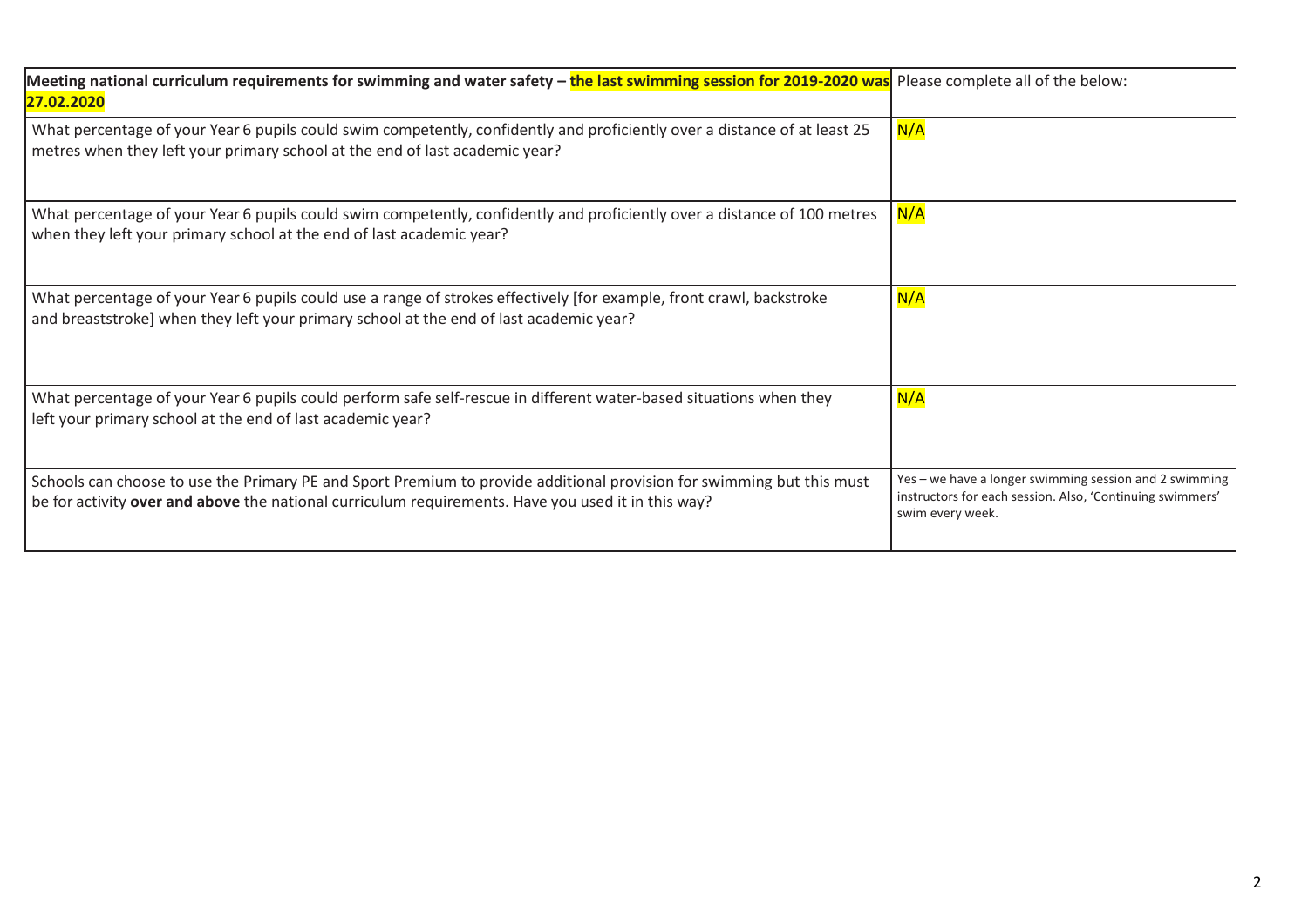| **Meeting national curriculum requirements for swimming and water safety – the last swimming session for 2019-2020 was 27.02.2020** | Please complete all of the below: |
|---|---|
| What percentage of your Year 6 pupils could swim competently, confidently and proficiently over a distance of at least 25 metres when they left your primary school at the end of last academic year? | N/A |
| What percentage of your Year 6 pupils could swim competently, confidently and proficiently over a distance of 100 metres when they left your primary school at the end of last academic year? | N/A |
| What percentage of your Year 6 pupils could use a range of strokes effectively [for example, front crawl, backstroke and breaststroke] when they left your primary school at the end of last academic year? | N/A |
| What percentage of your Year 6 pupils could perform safe self-rescue in different water-based situations when they left your primary school at the end of last academic year? | N/A |
| Schools can choose to use the Primary PE and Sport Premium to provide additional provision for swimming but this must be for activity **over and above** the national curriculum requirements. Have you used it in this way? | Yes – we have a longer swimming session and 2 swimming instructors for each session. Also, 'Continuing swimmers' swim every week. |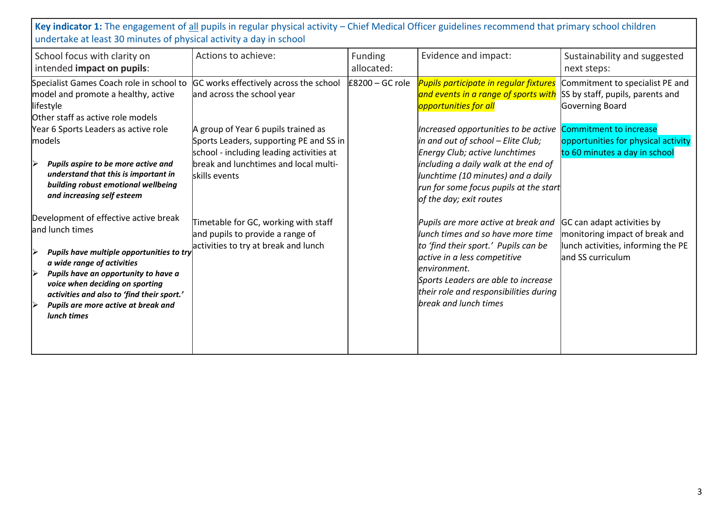**Key indicator 1:** The engagement of all pupils in regular physical activity – Chief Medical Officer guidelines recommend that primary school children undertake at least 30 minutes of physical activity a day in school

| School focus with clarity on intended **impact on pupils**: | Actions to achieve: | Funding allocated: | Evidence and impact: | Sustainability and suggested next steps: |
|---|---|---|---|---|
| Specialist Games Coach role in school to model and promote a healthy, active lifestyle<br>Other staff as active role models | GC works effectively across the school and across the school year | £8200 – GC role | *Pupils participate in regular fixtures and events in a range of sports with opportunities for all* | Commitment to specialist PE and SS by staff, pupils, parents and Governing Board |
| Year 6 Sports Leaders as active role models<br>➢ ***Pupils aspire to be more active and understand that this is important in building robust emotional wellbeing and increasing self esteem*** | A group of Year 6 pupils trained as Sports Leaders, supporting PE and SS in school - including leading activities at break and lunchtimes and local multi-skills events | | *Increased opportunities to be active in and out of school – Elite Club; Energy Club; active lunchtimes including a daily walk at the end of lunchtime (10 minutes) and a daily run for some focus pupils at the start of the day; exit routes* | Commitment to increase opportunities for physical activity to 60 minutes a day in school |
| Development of effective active break and lunch times<br>➢ ***Pupils have multiple opportunities to try a wide range of activities***<br>➢ ***Pupils have an opportunity to have a voice when deciding on sporting activities and also to 'find their sport.'***<br>➢ ***Pupils are more active at break and lunch times*** | Timetable for GC, working with staff and pupils to provide a range of activities to try at break and lunch | | *Pupils are more active at break and lunch times and so have more time to 'find their sport.' Pupils can be active in a less competitive environment.*<br>*Sports Leaders are able to increase their role and responsibilities during break and lunch times* | GC can adapt activities by monitoring impact of break and lunch activities, informing the PE and SS curriculum |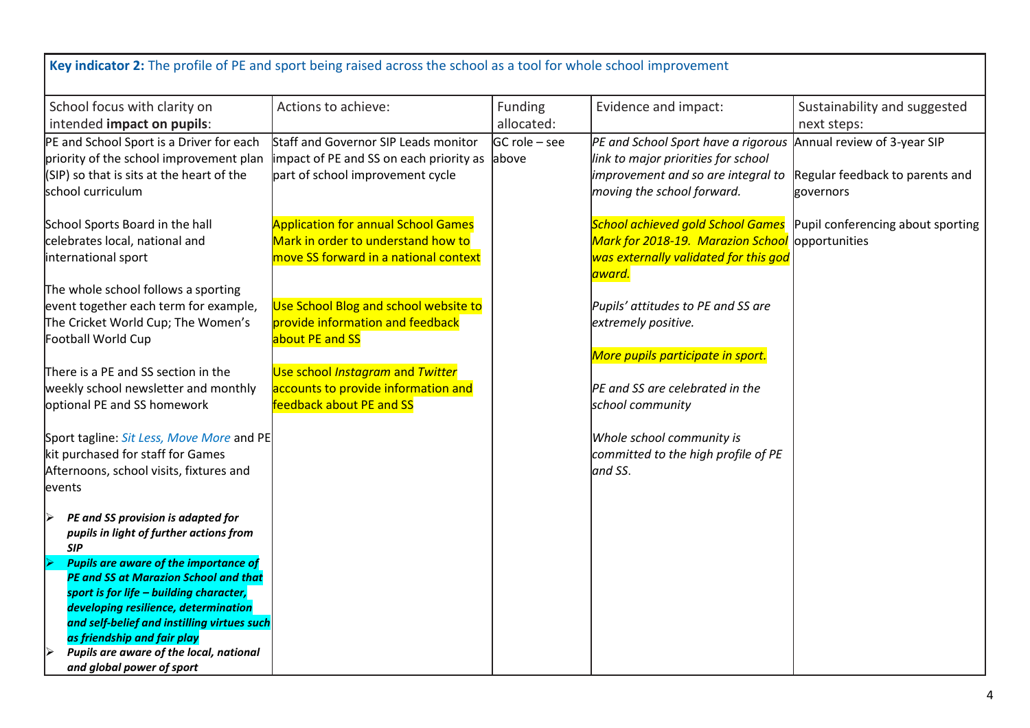| **Key indicator 2:** The profile of PE and sport being raised across the school as a tool for whole school improvement | | | | |
|---|---|---|---|---|
| School focus with clarity on intended **impact on pupils**: | Actions to achieve: | Funding allocated: | Evidence and impact: | Sustainability and suggested next steps: |
| PE and School Sport is a Driver for each priority of the school improvement plan (SIP) so that is sits at the heart of the school curriculum<br><br>School Sports Board in the hall celebrates local, national and international sport<br><br>The whole school follows a sporting event together each term for example, The Cricket World Cup; The Women's Football World Cup<br><br>There is a PE and SS section in the weekly school newsletter and monthly optional PE and SS homework<br><br>Sport tagline: *Sit Less, Move More* and PE kit purchased for staff for Games Afternoons, school visits, fixtures and events<br><br>➢ ***PE and SS provision is adapted for pupils in light of further actions from SIP***<br>➢ ***Pupils are aware of the importance of PE and SS at Marazion School and that sport is for life – building character, developing resilience, determination and self-belief and instilling virtues such as friendship and fair play***<br>➢ ***Pupils are aware of the local, national and global power of sport*** | Staff and Governor SIP Leads monitor impact of PE and SS on each priority as part of school improvement cycle<br><br>Application for annual School Games Mark in order to understand how to move SS forward in a national context<br><br>Use School Blog and school website to provide information and feedback about PE and SS<br><br>Use school *Instagram* and *Twitter* accounts to provide information and feedback about PE and SS | GC role – see above | *PE and School Sport have a rigorous link to major priorities for school improvement and so are integral to moving the school forward.*<br><br>*School achieved gold School Games Mark for 2018-19. Marazion School was externally validated for this god award.*<br><br>*Pupils' attitudes to PE and SS are extremely positive.*<br><br>*More pupils participate in sport.*<br><br>*PE and SS are celebrated in the school community*<br><br>*Whole school community is committed to the high profile of PE and SS.* | Annual review of 3-year SIP<br><br>Regular feedback to parents and governors<br><br>Pupil conferencing about sporting opportunities |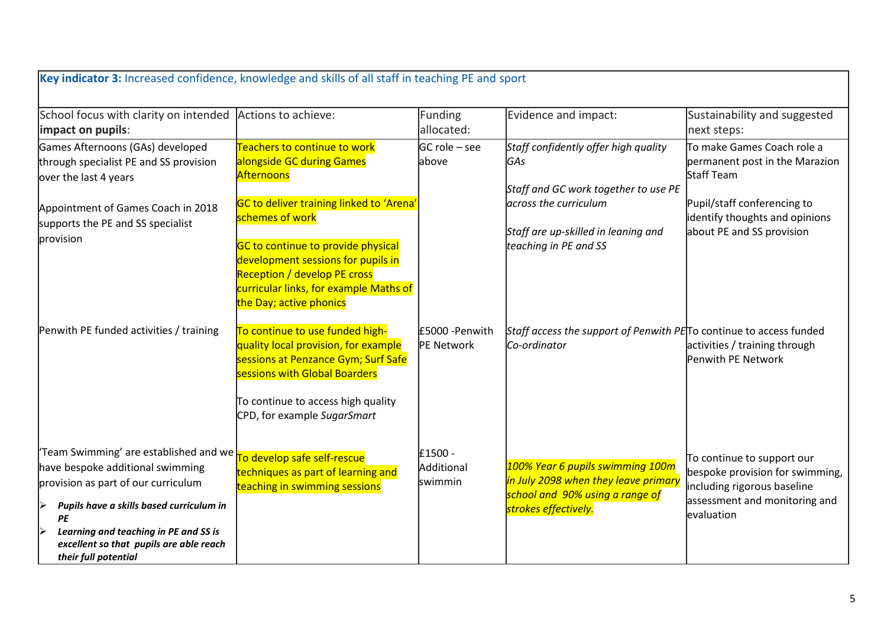| **Key indicator 3:** Increased confidence, knowledge and skills of all staff in teaching PE and sport | | | | |
|---|---|---|---|---|
| School focus with clarity on intended **impact on pupils**: | Actions to achieve: | Funding allocated: | Evidence and impact: | Sustainability and suggested next steps: |
| Games Afternoons (GAs) developed through specialist PE and SS provision over the last 4 years<br><br>Appointment of Games Coach in 2018 supports the PE and SS specialist provision | Teachers to continue to work alongside GC during Games Afternoons<br><br>GC to deliver training linked to 'Arena' schemes of work<br><br>GC to continue to provide physical development sessions for pupils in Reception / develop PE cross curricular links, for example Maths of the Day; active phonics | GC role – see above | *Staff confidently offer high quality GAs*<br><br>*Staff and GC work together to use PE across the curriculum*<br><br>*Staff are up-skilled in leaning and teaching in PE and SS* | To make Games Coach role a permanent post in the Marazion Staff Team<br><br>Pupil/staff conferencing to identify thoughts and opinions about PE and SS provision |
| Penwith PE funded activities / training | To continue to use funded high-quality local provision, for example sessions at Penzance Gym; Surf Safe sessions with Global Boarders<br><br>To continue to access high quality CPD, for example *SugarSmart* | £5000 -Penwith PE Network | *Staff access the support of Penwith PE Co-ordinator* | To continue to access funded activities / training through Penwith PE Network |
| 'Team Swimming' are established and we have bespoke additional swimming provision as part of our curriculum<br><br>➢ ***Pupils have a skills based curriculum in PE***<br>➢ ***Learning and teaching in PE and SS is excellent so that pupils are able reach their full potential*** | To develop safe self-rescue techniques as part of learning and teaching in swimming sessions | £1500 - Additional swimmin | *100% Year 6 pupils swimming 100m in July 2098 when they leave primary school and 90% using a range of strokes effectively.* | To continue to support our bespoke provision for swimming, including rigorous baseline assessment and monitoring and evaluation |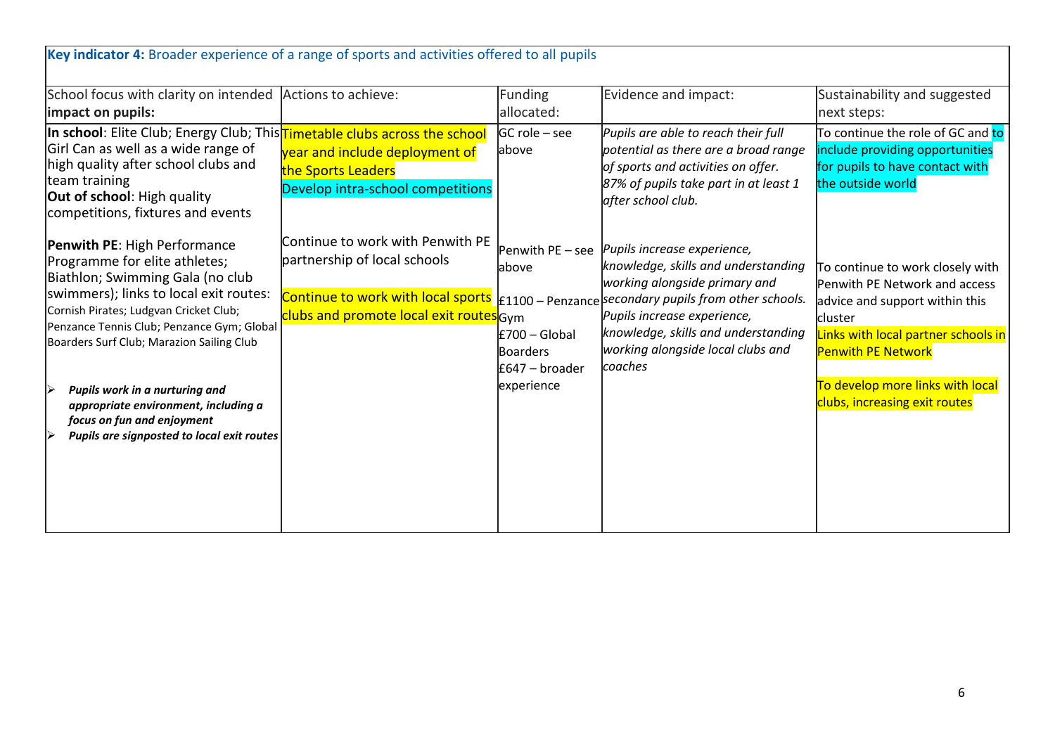**Key indicator 4:** Broader experience of a range of sports and activities offered to all pupils

| School focus with clarity on intended **impact on pupils:** | Actions to achieve: | Funding allocated: | Evidence and impact: | Sustainability and suggested next steps: |
|---|---|---|---|---|
| **In school**: Elite Club; Energy Club; This Girl Can as well as a wide range of high quality after school clubs and team training<br>**Out of school**: High quality competitions, fixtures and events | Timetable clubs across the school year and include deployment of the Sports Leaders<br>Develop intra-school competitions | GC role – see above | *Pupils are able to reach their full potential as there are a broad range of sports and activities on offer. 87% of pupils take part in at least 1 after school club.* | To continue the role of GC and to include providing opportunities for pupils to have contact with the outside world |
| **Penwith PE**: High Performance Programme for elite athletes; Biathlon; Swimming Gala (no club swimmers); links to local exit routes: Cornish Pirates; Ludgvan Cricket Club; Penzance Tennis Club; Penzance Gym; Global Boarders Surf Club; Marazion Sailing Club<br>➢ ***Pupils work in a nurturing and appropriate environment, including a focus on fun and enjoyment***<br>➢ ***Pupils are signposted to local exit routes*** | Continue to work with Penwith PE partnership of local schools<br>Continue to work with local sports clubs and promote local exit routes | Penwith PE – see above<br>£1100 – Penzance Gym<br>£700 – Global Boarders<br>£647 – broader experience | *Pupils increase experience, knowledge, skills and understanding working alongside primary and secondary pupils from other schools.*<br>*Pupils increase experience, knowledge, skills and understanding working alongside local clubs and coaches* | To continue to work closely with Penwith PE Network and access advice and support within this cluster<br>Links with local partner schools in Penwith PE Network<br>To develop more links with local clubs, increasing exit routes |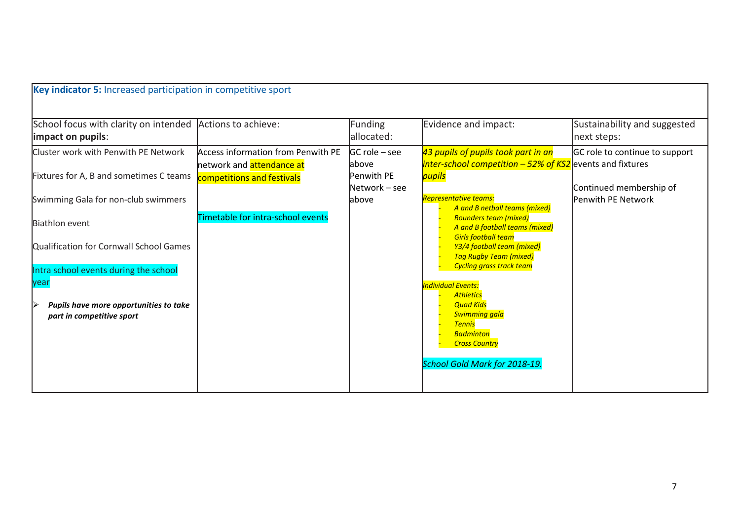| **Key indicator 5:** Increased participation in competitive sport | | | | |
|---|---|---|---|---|
| School focus with clarity on intended **impact on pupils**: | Actions to achieve: | Funding allocated: | Evidence and impact: | Sustainability and suggested next steps: |
| Cluster work with Penwith PE Network<br><br>Fixtures for A, B and sometimes C teams<br><br>Swimming Gala for non-club swimmers<br><br>Biathlon event<br><br>Qualification for Cornwall School Games<br><br>Intra school events during the school year<br><br>➢ ***Pupils have more opportunities to take part in competitive sport*** | Access information from Penwith PE network and attendance at competitions and festivals<br><br>Timetable for intra-school events | GC role – see above<br>Penwith PE Network – see above | *43 pupils of pupils took part in an inter-school competition – 52% of KS2 pupils*<br><br>*Representative teams:*<br>- *A and B netball teams (mixed)*<br>- *Rounders team (mixed)*<br>- *A and B football teams (mixed)*<br>- *Girls football team*<br>- *Y3/4 football team (mixed)*<br>- *Tag Rugby Team (mixed)*<br>- *Cycling grass track team*<br><br>*Individual Events:*<br>- *Athletics*<br>- *Quad Kids*<br>- *Swimming gala*<br>- *Tennis*<br>- *Badminton*<br>- *Cross Country*<br><br>*School Gold Mark for 2018-19.* | GC role to continue to support events and fixtures<br><br>Continued membership of Penwith PE Network |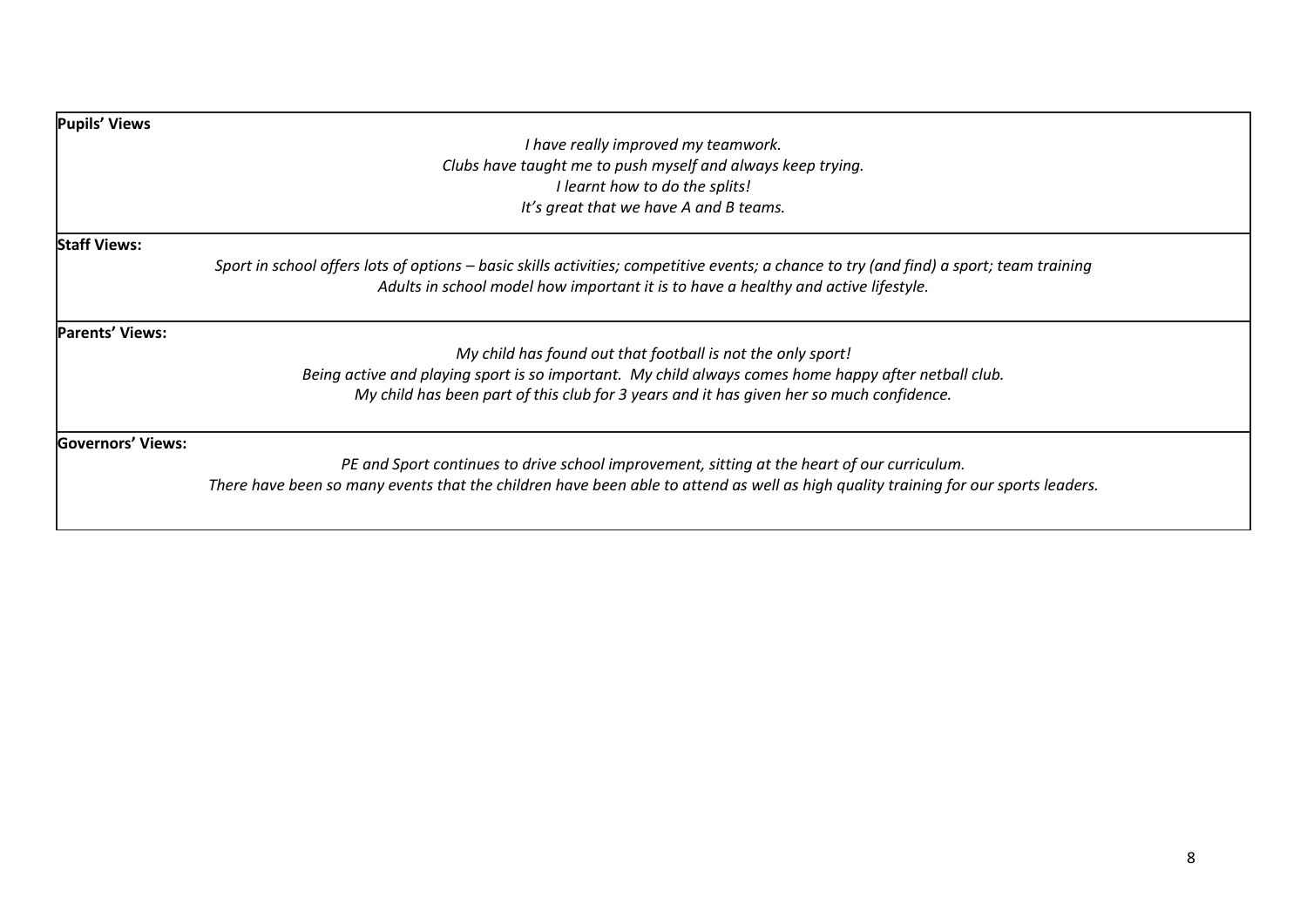**Pupils' Views**

*I have really improved my teamwork.*
*Clubs have taught me to push myself and always keep trying.*
*I learnt how to do the splits!*
*It's great that we have A and B teams.*

**Staff Views:**

*Sport in school offers lots of options – basic skills activities; competitive events; a chance to try (and find) a sport; team training*
*Adults in school model how important it is to have a healthy and active lifestyle.*

**Parents' Views:**

*My child has found out that football is not the only sport!*
*Being active and playing sport is so important. My child always comes home happy after netball club.*
*My child has been part of this club for 3 years and it has given her so much confidence.*

**Governors' Views:**

*PE and Sport continues to drive school improvement, sitting at the heart of our curriculum.*
*There have been so many events that the children have been able to attend as well as high quality training for our sports leaders.*